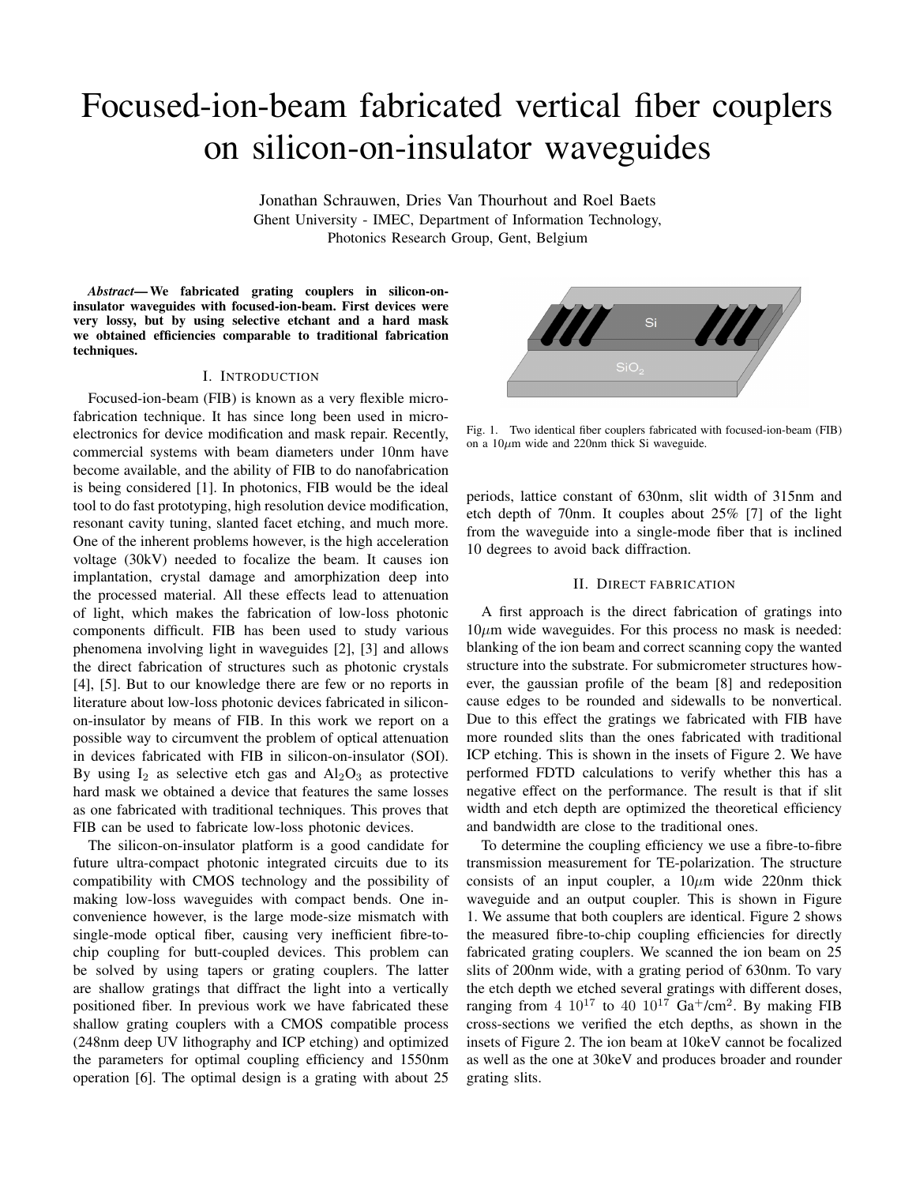# Focused-ion-beam fabricated vertical fiber couplers on silicon-on-insulator waveguides

Jonathan Schrauwen, Dries Van Thourhout and Roel Baets
Ghent University - IMEC, Department of Information Technology,
Photonics Research Group, Gent, Belgium

***Abstract*— We fabricated grating couplers in silicon-on-insulator waveguides with focused-ion-beam. First devices were very lossy, but by using selective etchant and a hard mask we obtained efficiencies comparable to traditional fabrication techniques.**

## I. Introduction

Focused-ion-beam (FIB) is known as a very flexible micro-fabrication technique. It has since long been used in micro-electronics for device modification and mask repair. Recently, commercial systems with beam diameters under 10nm have become available, and the ability of FIB to do nanofabrication is being considered [1]. In photonics, FIB would be the ideal tool to do fast prototyping, high resolution device modification, resonant cavity tuning, slanted facet etching, and much more. One of the inherent problems however, is the high acceleration voltage (30kV) needed to focalize the beam. It causes ion implantation, crystal damage and amorphization deep into the processed material. All these effects lead to attenuation of light, which makes the fabrication of low-loss photonic components difficult. FIB has been used to study various phenomena involving light in waveguides [2], [3] and allows the direct fabrication of structures such as photonic crystals [4], [5]. But to our knowledge there are few or no reports in literature about low-loss photonic devices fabricated in silicon-on-insulator by means of FIB. In this work we report on a possible way to circumvent the problem of optical attenuation in devices fabricated with FIB in silicon-on-insulator (SOI). By using $I_2$ as selective etch gas and $Al_2O_3$ as protective hard mask we obtained a device that features the same losses as one fabricated with traditional techniques. This proves that FIB can be used to fabricate low-loss photonic devices.

The silicon-on-insulator platform is a good candidate for future ultra-compact photonic integrated circuits due to its compatibility with CMOS technology and the possibility of making low-loss waveguides with compact bends. One inconvenience however, is the large mode-size mismatch with single-mode optical fiber, causing very inefficient fibre-to-chip coupling for butt-coupled devices. This problem can be solved by using tapers or grating couplers. The latter are shallow gratings that diffract the light into a vertically positioned fiber. In previous work we have fabricated these shallow grating couplers with a CMOS compatible process (248nm deep UV lithography and ICP etching) and optimized the parameters for optimal coupling efficiency and 1550nm operation [6]. The optimal design is a grating with about 25 periods, lattice constant of 630nm, slit width of 315nm and etch depth of 70nm. It couples about 25% [7] of the light from the waveguide into a single-mode fiber that is inclined 10 degrees to avoid back diffraction.

Fig. 1. Two identical fiber couplers fabricated with focused-ion-beam (FIB) on a 10$\mu$m wide and 220nm thick Si waveguide.

## II. Direct fabrication

A first approach is the direct fabrication of gratings into 10$\mu$m wide waveguides. For this process no mask is needed: blanking of the ion beam and correct scanning copy the wanted structure into the substrate. For submicrometer structures however, the gaussian profile of the beam [8] and redeposition cause edges to be rounded and sidewalls to be nonvertical. Due to this effect the gratings we fabricated with FIB have more rounded slits than the ones fabricated with traditional ICP etching. This is shown in the insets of Figure 2. We have performed FDTD calculations to verify whether this has a negative effect on the performance. The result is that if slit width and etch depth are optimized the theoretical efficiency and bandwidth are close to the traditional ones.

To determine the coupling efficiency we use a fibre-to-fibre transmission measurement for TE-polarization. The structure consists of an input coupler, a 10$\mu$m wide 220nm thick waveguide and an output coupler. This is shown in Figure 1. We assume that both couplers are identical. Figure 2 shows the measured fibre-to-chip coupling efficiencies for directly fabricated grating couplers. We scanned the ion beam on 25 slits of 200nm wide, with a grating period of 630nm. To vary the etch depth we etched several gratings with different doses, ranging from $4\ 10^{17}$ to $40\ 10^{17}$ $Ga^{+}/cm^2$. By making FIB cross-sections we verified the etch depths, as shown in the insets of Figure 2. The ion beam at 10keV cannot be focalized as well as the one at 30keV and produces broader and rounder grating slits.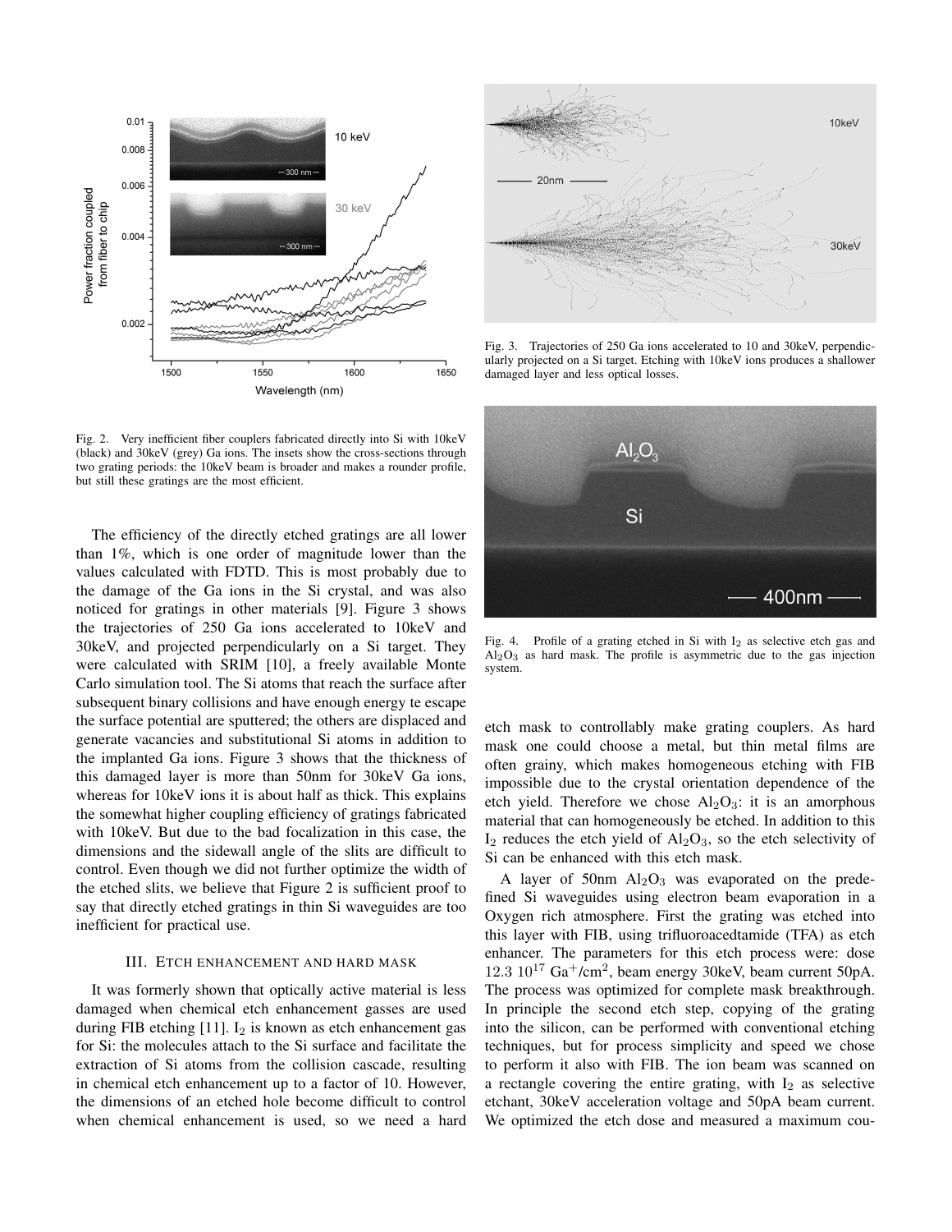Fig. 2. Very inefficient fiber couplers fabricated directly into Si with 10keV (black) and 30keV (grey) Ga ions. The insets show the cross-sections through two grating periods: the 10keV beam is broader and makes a rounder profile, but still these gratings are the most efficient.

Fig. 3. Trajectories of 250 Ga ions accelerated to 10 and 30keV, perpendicularly projected on a Si target. Etching with 10keV ions produces a shallower damaged layer and less optical losses.

The efficiency of the directly etched gratings are all lower than 1%, which is one order of magnitude lower than the values calculated with FDTD. This is most probably due to the damage of the Ga ions in the Si crystal, and was also noticed for gratings in other materials [9]. Figure 3 shows the trajectories of 250 Ga ions accelerated to 10keV and 30keV, and projected perpendicularly on a Si target. They were calculated with SRIM [10], a freely available Monte Carlo simulation tool. The Si atoms that reach the surface after subsequent binary collisions and have enough energy te escape the surface potential are sputtered; the others are displaced and generate vacancies and substitutional Si atoms in addition to the implanted Ga ions. Figure 3 shows that the thickness of this damaged layer is more than 50nm for 30keV Ga ions, whereas for 10keV ions it is about half as thick. This explains the somewhat higher coupling efficiency of gratings fabricated with 10keV. But due to the bad focalization in this case, the dimensions and the sidewall angle of the slits are difficult to control. Even though we did not further optimize the width of the etched slits, we believe that Figure 2 is sufficient proof to say that directly etched gratings in thin Si waveguides are too inefficient for practical use.

## III. Etch enhancement and hard mask

It was formerly shown that optically active material is less damaged when chemical etch enhancement gasses are used during FIB etching [11]. $I_2$ is known as etch enhancement gas for Si: the molecules attach to the Si surface and facilitate the extraction of Si atoms from the collision cascade, resulting in chemical etch enhancement up to a factor of 10. However, the dimensions of an etched hole become difficult to control when chemical enhancement is used, so we need a hard etch mask to controllably make grating couplers. As hard mask one could choose a metal, but thin metal films are often grainy, which makes homogeneous etching with FIB impossible due to the crystal orientation dependence of the etch yield. Therefore we chose $Al_2O_3$: it is an amorphous material that can homogeneously be etched. In addition to this $I_2$ reduces the etch yield of $Al_2O_3$, so the etch selectivity of Si can be enhanced with this etch mask.

Fig. 4. Profile of a grating etched in Si with $I_2$ as selective etch gas and $Al_2O_3$ as hard mask. The profile is asymmetric due to the gas injection system.

A layer of 50nm $Al_2O_3$ was evaporated on the predefined Si waveguides using electron beam evaporation in a Oxygen rich atmosphere. First the grating was etched into this layer with FIB, using trifluoroacedtamide (TFA) as etch enhancer. The parameters for this etch process were: dose $12.3\ 10^{17}$ $Ga^+/cm^2$, beam energy 30keV, beam current 50pA. The process was optimized for complete mask breakthrough. In principle the second etch step, copying of the grating into the silicon, can be performed with conventional etching techniques, but for process simplicity and speed we chose to perform it also with FIB. The ion beam was scanned on a rectangle covering the entire grating, with $I_2$ as selective etchant, 30keV acceleration voltage and 50pA beam current. We optimized the etch dose and measured a maximum cou-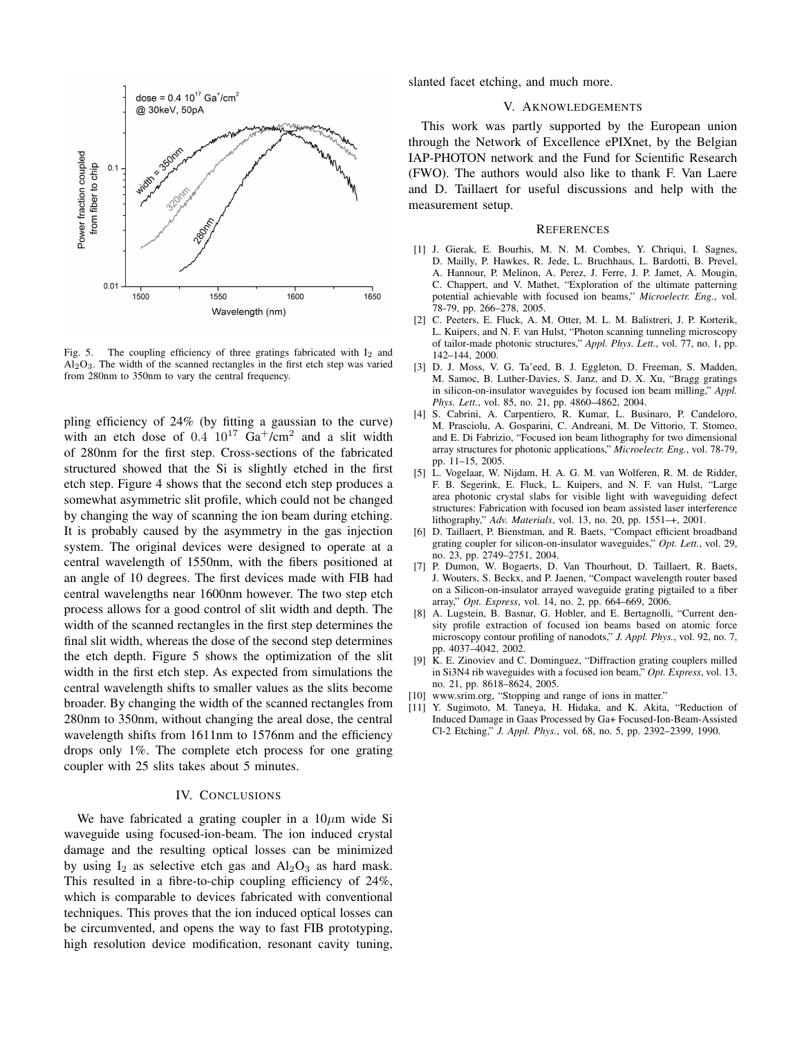dose = 0.4 10[17] Ga+/cm[2]
@ 30keV, 50pA

Power fraction coupled from fiber to chip

0.1

0.01

1500 1550 1600 1650

Wavelength (nm)

width = 350nm

320nm

280nm

Fig. 5. The coupling efficiency of three gratings fabricated with $I_2$ and $Al_2O_3$. The width of the scanned rectangles in the first etch step was varied from 280nm to 350nm to vary the central frequency.

pling efficiency of 24% (by fitting a gaussian to the curve) with an etch dose of $0.4\ 10^{17}$ $Ga^+/cm^2$ and a slit width of 280nm for the first step. Cross-sections of the fabricated structured showed that the Si is slightly etched in the first etch step. Figure 4 shows that the second etch step produces a somewhat asymmetric slit profile, which could not be changed by changing the way of scanning the ion beam during etching. It is probably caused by the asymmetry in the gas injection system. The original devices were designed to operate at a central wavelength of 1550nm, with the fibers positioned at an angle of 10 degrees. The first devices made with FIB had central wavelengths near 1600nm however. The two step etch process allows for a good control of slit width and depth. The width of the scanned rectangles in the first step determines the final slit width, whereas the dose of the second step determines the etch depth. Figure 5 shows the optimization of the slit width in the first etch step. As expected from simulations the central wavelength shifts to smaller values as the slits become broader. By changing the width of the scanned rectangles from 280nm to 350nm, without changing the areal dose, the central wavelength shifts from 1611nm to 1576nm and the efficiency drops only 1%. The complete etch process for one grating coupler with 25 slits takes about 5 minutes.

## IV. Conclusions

We have fabricated a grating coupler in a 10$\mu$m wide Si waveguide using focused-ion-beam. The ion induced crystal damage and the resulting optical losses can be minimized by using $I_2$ as selective etch gas and $Al_2O_3$ as hard mask. This resulted in a fibre-to-chip coupling efficiency of 24%, which is comparable to devices fabricated with conventional techniques. This proves that the ion induced optical losses can be circumvented, and opens the way to fast FIB prototyping, high resolution device modification, resonant cavity tuning, slanted facet etching, and much more.

## V. Aknowledgements

This work was partly supported by the European union through the Network of Excellence ePIXnet, by the Belgian IAP-PHOTON network and the Fund for Scientific Research (FWO). The authors would also like to thank F. Van Laere and D. Taillaert for useful discussions and help with the measurement setup.

## References

[1] J. Gierak, E. Bourhis, M. N. M. Combes, Y. Chriqui, I. Sagnes, D. Mailly, P. Hawkes, R. Jede, L. Bruchhaus, L. Bardotti, B. Prevel, A. Hannour, P. Melinon, A. Perez, J. Ferre, J. P. Jamet, A. Mougin, C. Chappert, and V. Mathet, "Exploration of the ultimate patterning potential achievable with focused ion beams," *Microelectr. Eng.*, vol. 78-79, pp. 266–278, 2005.

[2] C. Peeters, E. Fluck, A. M. Otter, M. L. M. Balistreri, J. P. Korterik, L. Kuipers, and N. F. van Hulst, "Photon scanning tunneling microscopy of tailor-made photonic structures," *Appl. Phys. Lett.*, vol. 77, no. 1, pp. 142–144, 2000.

[3] D. J. Moss, V. G. Ta'eed, B. J. Eggleton, D. Freeman, S. Madden, M. Samoc, B. Luther-Davies, S. Janz, and D. X. Xu, "Bragg gratings in silicon-on-insulator waveguides by focused ion beam milling," *Appl. Phys. Lett.*, vol. 85, no. 21, pp. 4860–4862, 2004.

[4] S. Cabrini, A. Carpentiero, R. Kumar, L. Businaro, P. Candeloro, M. Prasciolu, A. Gosparini, C. Andreani, M. De Vittorio, T. Stomeo, and E. Di Fabrizio, "Focused ion beam lithography for two dimensional array structures for photonic applications," *Microelectr. Eng.*, vol. 78-79, pp. 11–15, 2005.

[5] L. Vogelaar, W. Nijdam, H. A. G. M. van Wolferen, R. M. de Ridder, F. B. Segerink, E. Fluck, L. Kuipers, and N. F. van Hulst, "Large area photonic crystal slabs for visible light with waveguiding defect structures: Fabrication with focused ion beam assisted laser interference lithography," *Adv. Materials*, vol. 13, no. 20, pp. 1551–+, 2001.

[6] D. Taillaert, P. Bienstman, and R. Baets, "Compact efficient broadband grating coupler for silicon-on-insulator waveguides," *Opt. Lett.*, vol. 29, no. 23, pp. 2749–2751, 2004.

[7] P. Dumon, W. Bogaerts, D. Van Thourhout, D. Taillaert, R. Baets, J. Wouters, S. Beckx, and P. Jaenen, "Compact wavelength router based on a Silicon-on-insulator arrayed waveguide grating pigtailed to a fiber array," *Opt. Express*, vol. 14, no. 2, pp. 664–669, 2006.

[8] A. Lugstein, B. Basnar, G. Hobler, and E. Bertagnolli, "Current density profile extraction of focused ion beams based on atomic force microscopy contour profiling of nanodots," *J. Appl. Phys.*, vol. 92, no. 7, pp. 4037–4042, 2002.

[9] K. E. Zinoviev and C. Dominguez, "Diffraction grating couplers milled in Si3N4 rib waveguides with a focused ion beam," *Opt. Express*, vol. 13, no. 21, pp. 8618–8624, 2005.

[10] www.srim.org, "Stopping and range of ions in matter."

[11] Y. Sugimoto, M. Taneya, H. Hidaka, and K. Akita, "Reduction of Induced Damage in Gaas Processed by Ga+ Focused-Ion-Beam-Assisted Cl-2 Etching," *J. Appl. Phys.*, vol. 68, no. 5, pp. 2392–2399, 1990.